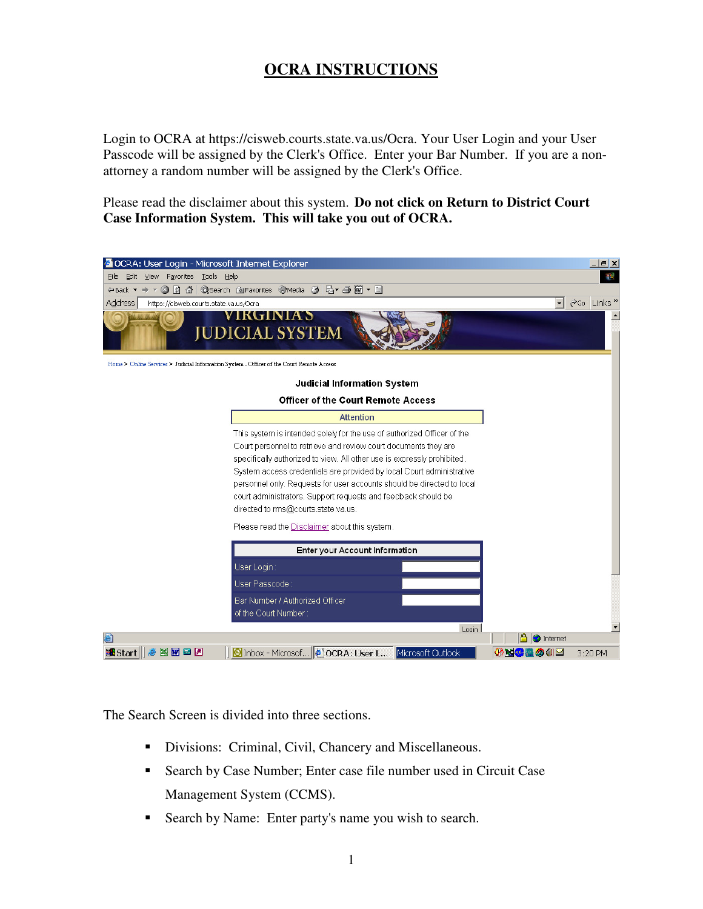# OCRA INSTRUCTIONS

Login to OCRA at https://cisweb.courts.state.va.us/Ocra. Your User Login and your User Passcode will be assigned by the Clerk's Office. Enter your Bar Number. If you are a non-attorney a random number will be assigned by the Clerk's Office.

Please read the disclaimer about this system. **Do not click on Return to District Court Case Information System. This will take you out of OCRA.**

**Judicial Information System**

**Officer of the Court Remote Access**

Attention

This system is intended solely for the use of authorized Officer of the Court personnel to retrieve and review court documents they are specifically authorized to view. All other use is expressly prohibited. System access credentials are provided by local Court administrative personnel only. Requests for user accounts should be directed to local court administrators. Support requests and feedback should be directed to rms@courts.state.va.us.

Please read the Disclaimer about this system.

| Enter your Account Information | |
|---|---|
| User Login: | |
| User Passcode: | |
| Bar Number / Authorized Officer of the Court Number: | |

Login

The Search Screen is divided into three sections.

- Divisions: Criminal, Civil, Chancery and Miscellaneous.
- Search by Case Number; Enter case file number used in Circuit Case Management System (CCMS).
- Search by Name: Enter party's name you wish to search.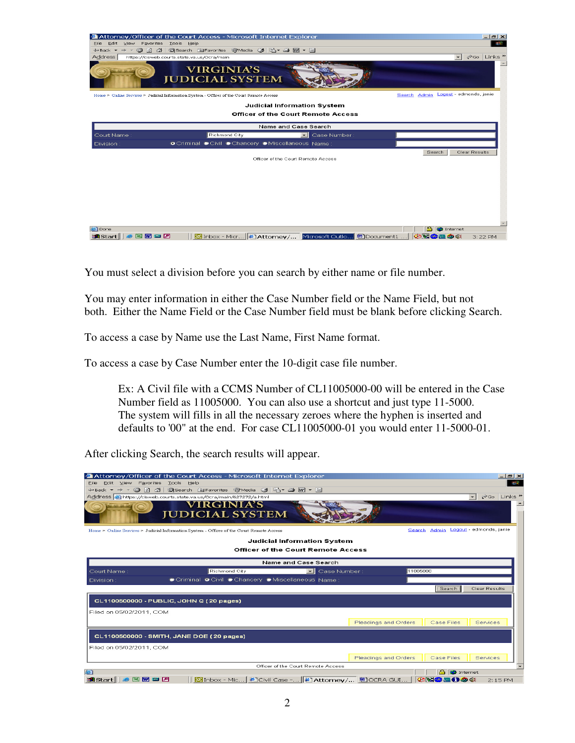You must select a division before you can search by either name or file number.

You may enter information in either the Case Number field or the Name Field, but not both. Either the Name Field or the Case Number field must be blank before clicking Search.

To access a case by Name use the Last Name, First Name format.

To access a case by Case Number enter the 10-digit case file number.

> Ex: A Civil file with a CCMS Number of CL11005000-00 will be entered in the Case Number field as 11005000. You can also use a shortcut and just type 11-5000. The system will fills in all the necessary zeroes where the hyphen is inserted and defaults to '00" at the end. For case CL11005000-01 you would enter 11-5000-01.

After clicking Search, the search results will appear.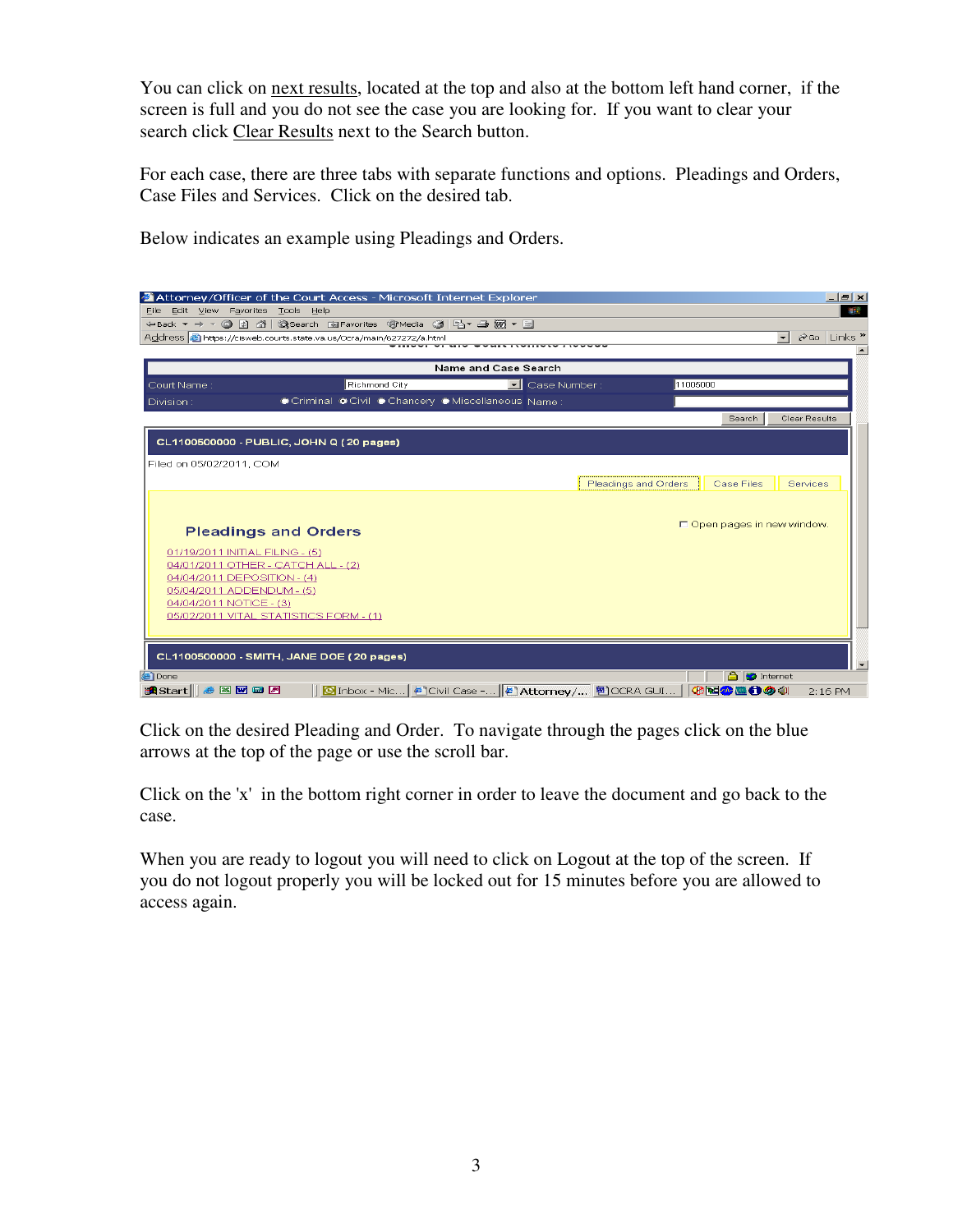You can click on next results, located at the top and also at the bottom left hand corner, if the screen is full and you do not see the case you are looking for. If you want to clear your search click Clear Results next to the Search button.

For each case, there are three tabs with separate functions and options. Pleadings and Orders, Case Files and Services. Click on the desired tab.

Below indicates an example using Pleadings and Orders.

Click on the desired Pleading and Order. To navigate through the pages click on the blue arrows at the top of the page or use the scroll bar.

Click on the 'x' in the bottom right corner in order to leave the document and go back to the case.

When you are ready to logout you will need to click on Logout at the top of the screen. If you do not logout properly you will be locked out for 15 minutes before you are allowed to access again.